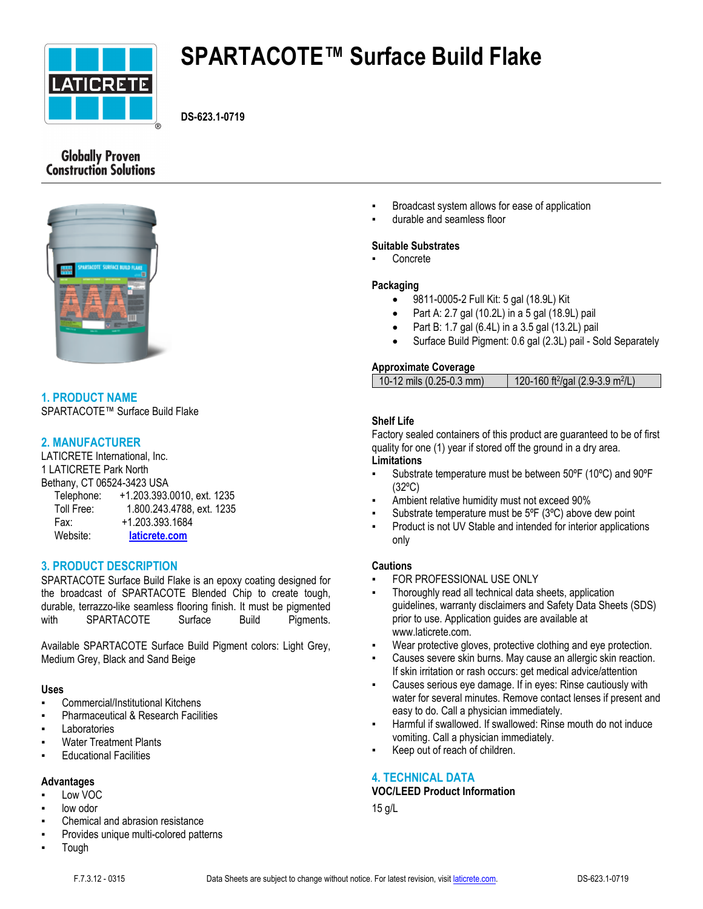# SPARTACOTE™ Surface Build Flake

**DS-623.1-0719**

Globally Proven Construction Solutions

## 1. PRODUCT NAME

SPARTACOTE™ Surface Build Flake

## 2. MANUFACTURER

LATICRETE International, Inc.
1 LATICRETE Park North
Bethany, CT 06524-3423 USA

Telephone: +1.203.393.0010, ext. 1235
Toll Free: 1.800.243.4788, ext. 1235
Fax: +1.203.393.1684
Website: laticrete.com

## 3. PRODUCT DESCRIPTION

SPARTACOTE Surface Build Flake is an epoxy coating designed for the broadcast of SPARTACOTE Blended Chip to create tough, durable, terrazzo-like seamless flooring finish. It must be pigmented with SPARTACOTE Surface Build Pigments.

Available SPARTACOTE Surface Build Pigment colors: Light Grey, Medium Grey, Black and Sand Beige

### Uses

- Commercial/Institutional Kitchens
- Pharmaceutical & Research Facilities
- Laboratories
- Water Treatment Plants
- Educational Facilities

### Advantages

- Low VOC
- low odor
- Chemical and abrasion resistance
- Provides unique multi-colored patterns
- Tough
- Broadcast system allows for ease of application
- durable and seamless floor

### Suitable Substrates

- Concrete

### Packaging

- 9811-0005-2 Full Kit: 5 gal (18.9L) Kit
- Part A: 2.7 gal (10.2L) in a 5 gal (18.9L) pail
- Part B: 1.7 gal (6.4L) in a 3.5 gal (13.2L) pail
- Surface Build Pigment: 0.6 gal (2.3L) pail - Sold Separately

### Approximate Coverage

| 10-12 mils (0.25-0.3 mm) | 120-160 ft²/gal (2.9-3.9 m²/L) |
| --- | --- |

### Shelf Life

Factory sealed containers of this product are guaranteed to be of first quality for one (1) year if stored off the ground in a dry area.

### Limitations

- Substrate temperature must be between 50ºF (10ºC) and 90ºF (32ºC)
- Ambient relative humidity must not exceed 90%
- Substrate temperature must be 5ºF (3ºC) above dew point
- Product is not UV Stable and intended for interior applications only

### Cautions

- FOR PROFESSIONAL USE ONLY
- Thoroughly read all technical data sheets, application guidelines, warranty disclaimers and Safety Data Sheets (SDS) prior to use. Application guides are available at www.laticrete.com.
- Wear protective gloves, protective clothing and eye protection.
- Causes severe skin burns. May cause an allergic skin reaction. If skin irritation or rash occurs: get medical advice/attention
- Causes serious eye damage. If in eyes: Rinse cautiously with water for several minutes. Remove contact lenses if present and easy to do. Call a physician immediately.
- Harmful if swallowed. If swallowed: Rinse mouth do not induce vomiting. Call a physician immediately.
- Keep out of reach of children.

## 4. TECHNICAL DATA

### VOC/LEED Product Information

15 g/L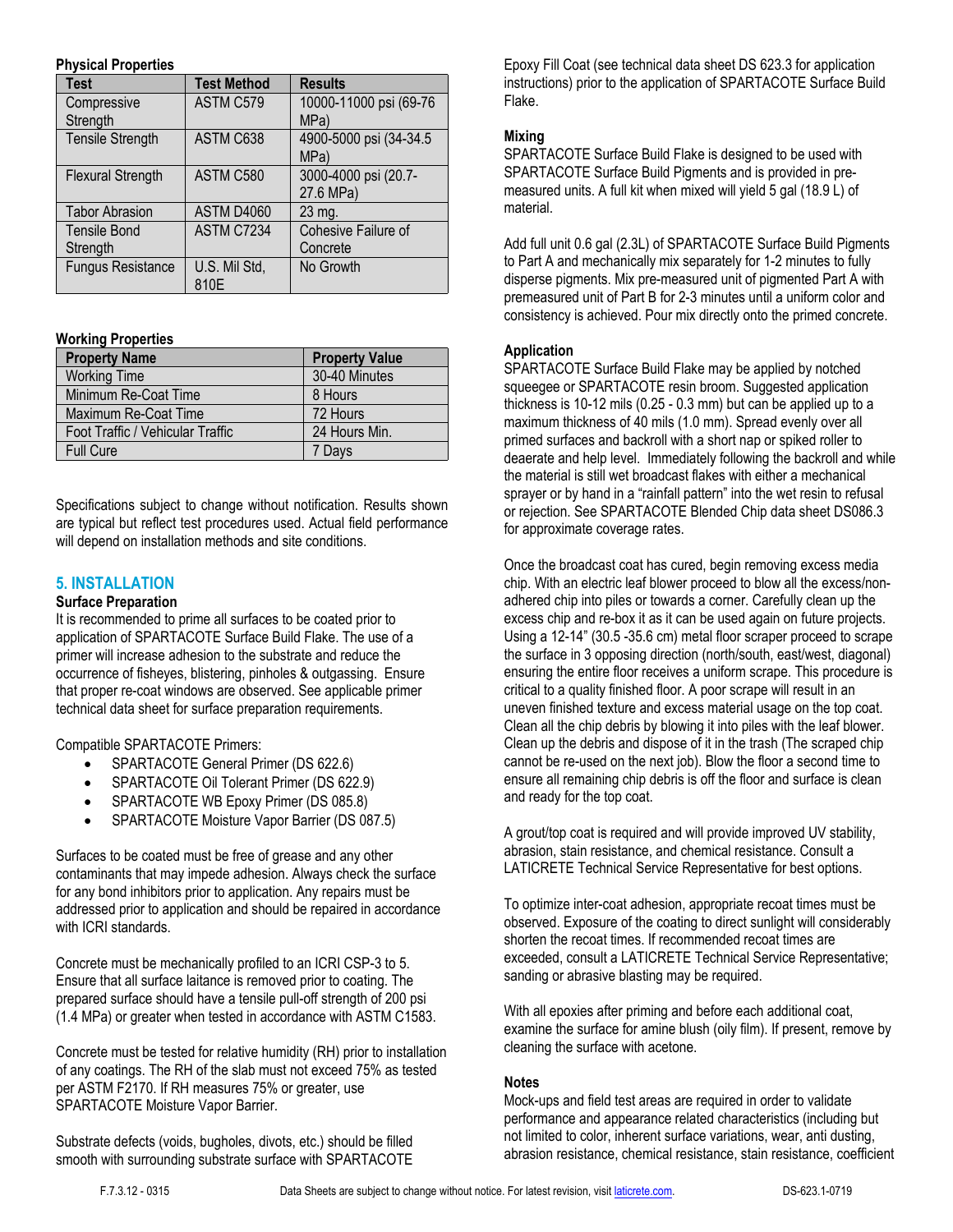**Physical Properties**

| Test | Test Method | Results |
|---|---|---|
| Compressive Strength | ASTM C579 | 10000-11000 psi (69-76 MPa) |
| Tensile Strength | ASTM C638 | 4900-5000 psi (34-34.5 MPa) |
| Flexural Strength | ASTM C580 | 3000-4000 psi (20.7-27.6 MPa) |
| Tabor Abrasion | ASTM D4060 | 23 mg. |
| Tensile Bond Strength | ASTM C7234 | Cohesive Failure of Concrete |
| Fungus Resistance | U.S. Mil Std, 810E | No Growth |

**Working Properties**

| Property Name | Property Value |
|---|---|
| Working Time | 30-40 Minutes |
| Minimum Re-Coat Time | 8 Hours |
| Maximum Re-Coat Time | 72 Hours |
| Foot Traffic / Vehicular Traffic | 24 Hours Min. |
| Full Cure | 7 Days |

Specifications subject to change without notification. Results shown are typical but reflect test procedures used. Actual field performance will depend on installation methods and site conditions.

## 5. INSTALLATION

**Surface Preparation**

It is recommended to prime all surfaces to be coated prior to application of SPARTACOTE Surface Build Flake. The use of a primer will increase adhesion to the substrate and reduce the occurrence of fisheyes, blistering, pinholes & outgassing. Ensure that proper re-coat windows are observed. See applicable primer technical data sheet for surface preparation requirements.

Compatible SPARTACOTE Primers:

- SPARTACOTE General Primer (DS 622.6)
- SPARTACOTE Oil Tolerant Primer (DS 622.9)
- SPARTACOTE WB Epoxy Primer (DS 085.8)
- SPARTACOTE Moisture Vapor Barrier (DS 087.5)

Surfaces to be coated must be free of grease and any other contaminants that may impede adhesion. Always check the surface for any bond inhibitors prior to application. Any repairs must be addressed prior to application and should be repaired in accordance with ICRI standards.

Concrete must be mechanically profiled to an ICRI CSP-3 to 5. Ensure that all surface laitance is removed prior to coating. The prepared surface should have a tensile pull-off strength of 200 psi (1.4 MPa) or greater when tested in accordance with ASTM C1583.

Concrete must be tested for relative humidity (RH) prior to installation of any coatings. The RH of the slab must not exceed 75% as tested per ASTM F2170. If RH measures 75% or greater, use SPARTACOTE Moisture Vapor Barrier.

Substrate defects (voids, bugholes, divots, etc.) should be filled smooth with surrounding substrate surface with SPARTACOTE Epoxy Fill Coat (see technical data sheet DS 623.3 for application instructions) prior to the application of SPARTACOTE Surface Build Flake.

**Mixing**

SPARTACOTE Surface Build Flake is designed to be used with SPARTACOTE Surface Build Pigments and is provided in pre-measured units. A full kit when mixed will yield 5 gal (18.9 L) of material.

Add full unit 0.6 gal (2.3L) of SPARTACOTE Surface Build Pigments to Part A and mechanically mix separately for 1-2 minutes to fully disperse pigments. Mix pre-measured unit of pigmented Part A with premeasured unit of Part B for 2-3 minutes until a uniform color and consistency is achieved. Pour mix directly onto the primed concrete.

**Application**

SPARTACOTE Surface Build Flake may be applied by notched squeegee or SPARTACOTE resin broom. Suggested application thickness is 10-12 mils (0.25 - 0.3 mm) but can be applied up to a maximum thickness of 40 mils (1.0 mm). Spread evenly over all primed surfaces and backroll with a short nap or spiked roller to deaerate and help level. Immediately following the backroll and while the material is still wet broadcast flakes with either a mechanical sprayer or by hand in a "rainfall pattern" into the wet resin to refusal or rejection. See SPARTACOTE Blended Chip data sheet DS086.3 for approximate coverage rates.

Once the broadcast coat has cured, begin removing excess media chip. With an electric leaf blower proceed to blow all the excess/non-adhered chip into piles or towards a corner. Carefully clean up the excess chip and re-box it as it can be used again on future projects. Using a 12-14" (30.5 -35.6 cm) metal floor scraper proceed to scrape the surface in 3 opposing direction (north/south, east/west, diagonal) ensuring the entire floor receives a uniform scrape. This procedure is critical to a quality finished floor. A poor scrape will result in an uneven finished texture and excess material usage on the top coat. Clean all the chip debris by blowing it into piles with the leaf blower. Clean up the debris and dispose of it in the trash (The scraped chip cannot be re-used on the next job). Blow the floor a second time to ensure all remaining chip debris is off the floor and surface is clean and ready for the top coat.

A grout/top coat is required and will provide improved UV stability, abrasion, stain resistance, and chemical resistance. Consult a LATICRETE Technical Service Representative for best options.

To optimize inter-coat adhesion, appropriate recoat times must be observed. Exposure of the coating to direct sunlight will considerably shorten the recoat times. If recommended recoat times are exceeded, consult a LATICRETE Technical Service Representative; sanding or abrasive blasting may be required.

With all epoxies after priming and before each additional coat, examine the surface for amine blush (oily film). If present, remove by cleaning the surface with acetone.

**Notes**

Mock-ups and field test areas are required in order to validate performance and appearance related characteristics (including but not limited to color, inherent surface variations, wear, anti dusting, abrasion resistance, chemical resistance, stain resistance, coefficient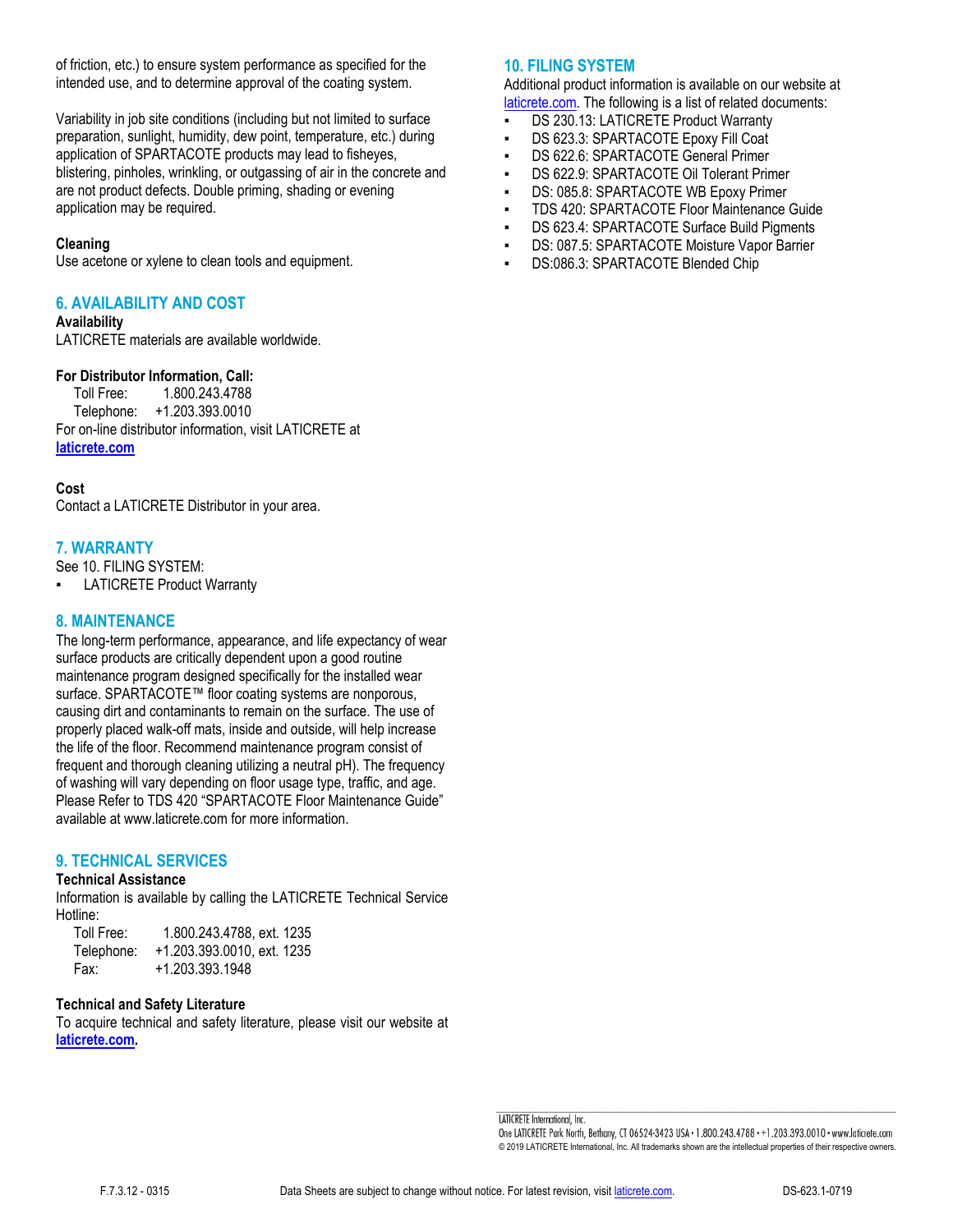of friction, etc.) to ensure system performance as specified for the intended use, and to determine approval of the coating system.

Variability in job site conditions (including but not limited to surface preparation, sunlight, humidity, dew point, temperature, etc.) during application of SPARTACOTE products may lead to fisheyes, blistering, pinholes, wrinkling, or outgassing of air in the concrete and are not product defects. Double priming, shading or evening application may be required.

**Cleaning**
Use acetone or xylene to clean tools and equipment.

## 6. AVAILABILITY AND COST

**Availability**
LATICRETE materials are available worldwide.

**For Distributor Information, Call:**
Toll Free: 1.800.243.4788
Telephone: +1.203.393.0010
For on-line distributor information, visit LATICRETE at **laticrete.com**

**Cost**
Contact a LATICRETE Distributor in your area.

## 7. WARRANTY

See 10. FILING SYSTEM:

- LATICRETE Product Warranty

## 8. MAINTENANCE

The long-term performance, appearance, and life expectancy of wear surface products are critically dependent upon a good routine maintenance program designed specifically for the installed wear surface. SPARTACOTE™ floor coating systems are nonporous, causing dirt and contaminants to remain on the surface. The use of properly placed walk-off mats, inside and outside, will help increase the life of the floor. Recommend maintenance program consist of frequent and thorough cleaning utilizing a neutral pH). The frequency of washing will vary depending on floor usage type, traffic, and age. Please Refer to TDS 420 "SPARTACOTE Floor Maintenance Guide" available at www.laticrete.com for more information.

## 9. TECHNICAL SERVICES

**Technical Assistance**
Information is available by calling the LATICRETE Technical Service Hotline:
Toll Free: 1.800.243.4788, ext. 1235
Telephone: +1.203.393.0010, ext. 1235
Fax: +1.203.393.1948

**Technical and Safety Literature**
To acquire technical and safety literature, please visit our website at **laticrete.com.**

## 10. FILING SYSTEM

Additional product information is available on our website at laticrete.com. The following is a list of related documents:

- DS 230.13: LATICRETE Product Warranty
- DS 623.3: SPARTACOTE Epoxy Fill Coat
- DS 622.6: SPARTACOTE General Primer
- DS 622.9: SPARTACOTE Oil Tolerant Primer
- DS: 085.8: SPARTACOTE WB Epoxy Primer
- TDS 420: SPARTACOTE Floor Maintenance Guide
- DS 623.4: SPARTACOTE Surface Build Pigments
- DS: 087.5: SPARTACOTE Moisture Vapor Barrier
- DS:086.3: SPARTACOTE Blended Chip

LATICRETE International, Inc.
One LATICRETE Park North, Bethany, CT 06524-3423 USA • 1.800.243.4788 • +1.203.393.0010 • www.laticrete.com
© 2019 LATICRETE International, Inc. All trademarks shown are the intellectual properties of their respective owners.

F.7.3.12 - 0315 Data Sheets are subject to change without notice. For latest revision, visit laticrete.com. DS-623.1-0719